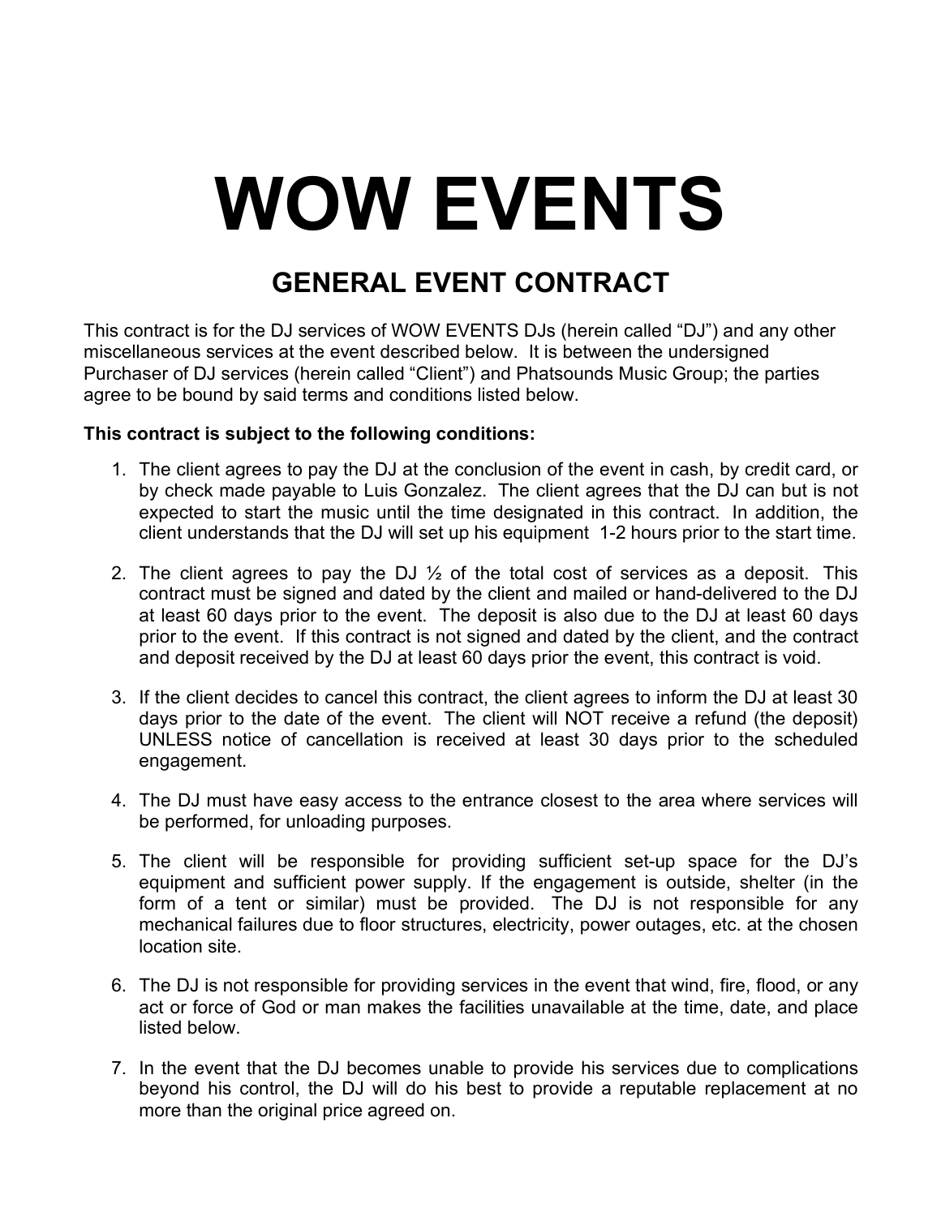# WOW EVENTS

## GENERAL EVENT CONTRACT

This contract is for the DJ services of WOW EVENTS DJs (herein called "DJ") and any other miscellaneous services at the event described below. It is between the undersigned Purchaser of DJ services (herein called "Client") and Phatsounds Music Group; the parties agree to be bound by said terms and conditions listed below.

**This contract is subject to the following conditions:**

1. The client agrees to pay the DJ at the conclusion of the event in cash, by credit card, or by check made payable to Luis Gonzalez. The client agrees that the DJ can but is not expected to start the music until the time designated in this contract. In addition, the client understands that the DJ will set up his equipment 1-2 hours prior to the start time.

2. The client agrees to pay the DJ ½ of the total cost of services as a deposit. This contract must be signed and dated by the client and mailed or hand-delivered to the DJ at least 60 days prior to the event. The deposit is also due to the DJ at least 60 days prior to the event. If this contract is not signed and dated by the client, and the contract and deposit received by the DJ at least 60 days prior the event, this contract is void.

3. If the client decides to cancel this contract, the client agrees to inform the DJ at least 30 days prior to the date of the event. The client will NOT receive a refund (the deposit) UNLESS notice of cancellation is received at least 30 days prior to the scheduled engagement.

4. The DJ must have easy access to the entrance closest to the area where services will be performed, for unloading purposes.

5. The client will be responsible for providing sufficient set-up space for the DJ's equipment and sufficient power supply. If the engagement is outside, shelter (in the form of a tent or similar) must be provided. The DJ is not responsible for any mechanical failures due to floor structures, electricity, power outages, etc. at the chosen location site.

6. The DJ is not responsible for providing services in the event that wind, fire, flood, or any act or force of God or man makes the facilities unavailable at the time, date, and place listed below.

7. In the event that the DJ becomes unable to provide his services due to complications beyond his control, the DJ will do his best to provide a reputable replacement at no more than the original price agreed on.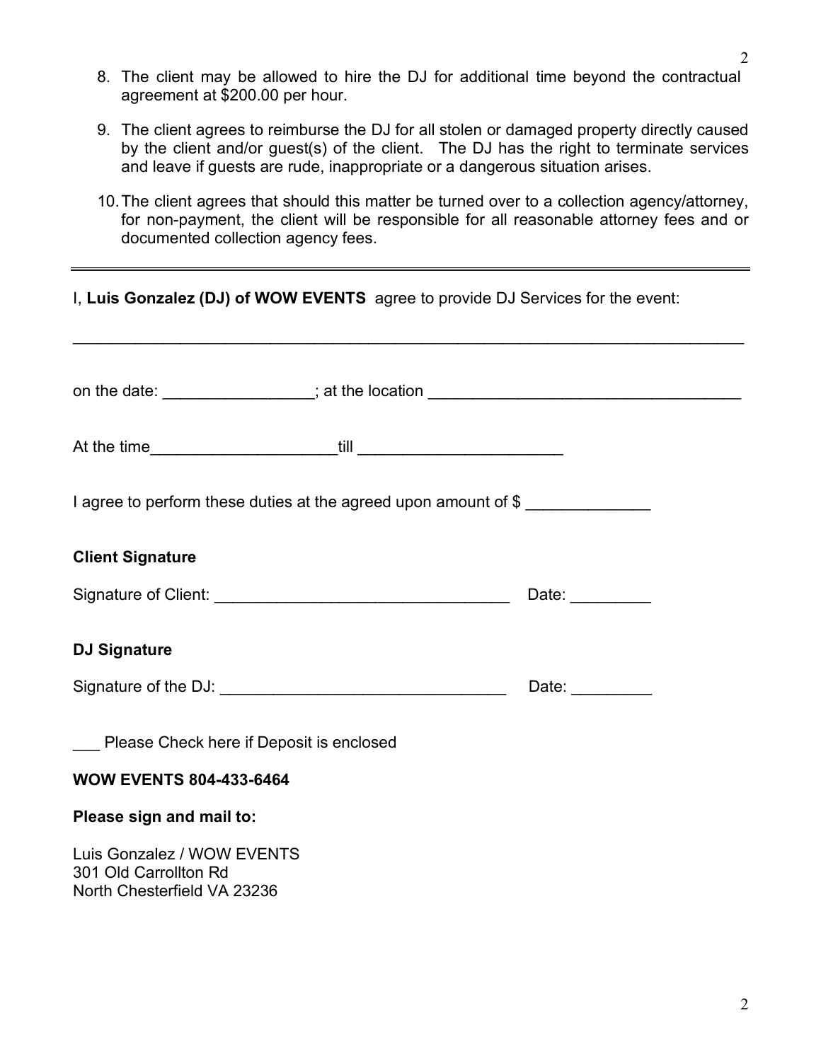8. The client may be allowed to hire the DJ for additional time beyond the contractual agreement at $200.00 per hour.

9. The client agrees to reimburse the DJ for all stolen or damaged property directly caused by the client and/or guest(s) of the client. The DJ has the right to terminate services and leave if guests are rude, inappropriate or a dangerous situation arises.

10. The client agrees that should this matter be turned over to a collection agency/attorney, for non-payment, the client will be responsible for all reasonable attorney fees and or documented collection agency fees.

---

I, **Luis Gonzalez (DJ) of WOW EVENTS** agree to provide DJ Services for the event:

______________________________________________________________________________

on the date: _________________; at the location ____________________________________

At the time_____________________till _______________________

I agree to perform these duties at the agreed upon amount of $ ______________

**Client Signature**

Signature of Client: __________________________________ Date: _________

**DJ Signature**

Signature of the DJ: _________________________________ Date: _________

___ Please Check here if Deposit is enclosed

**WOW EVENTS 804-433-6464**

**Please sign and mail to:**

Luis Gonzalez / WOW EVENTS
301 Old Carrollton Rd
North Chesterfield VA 23236